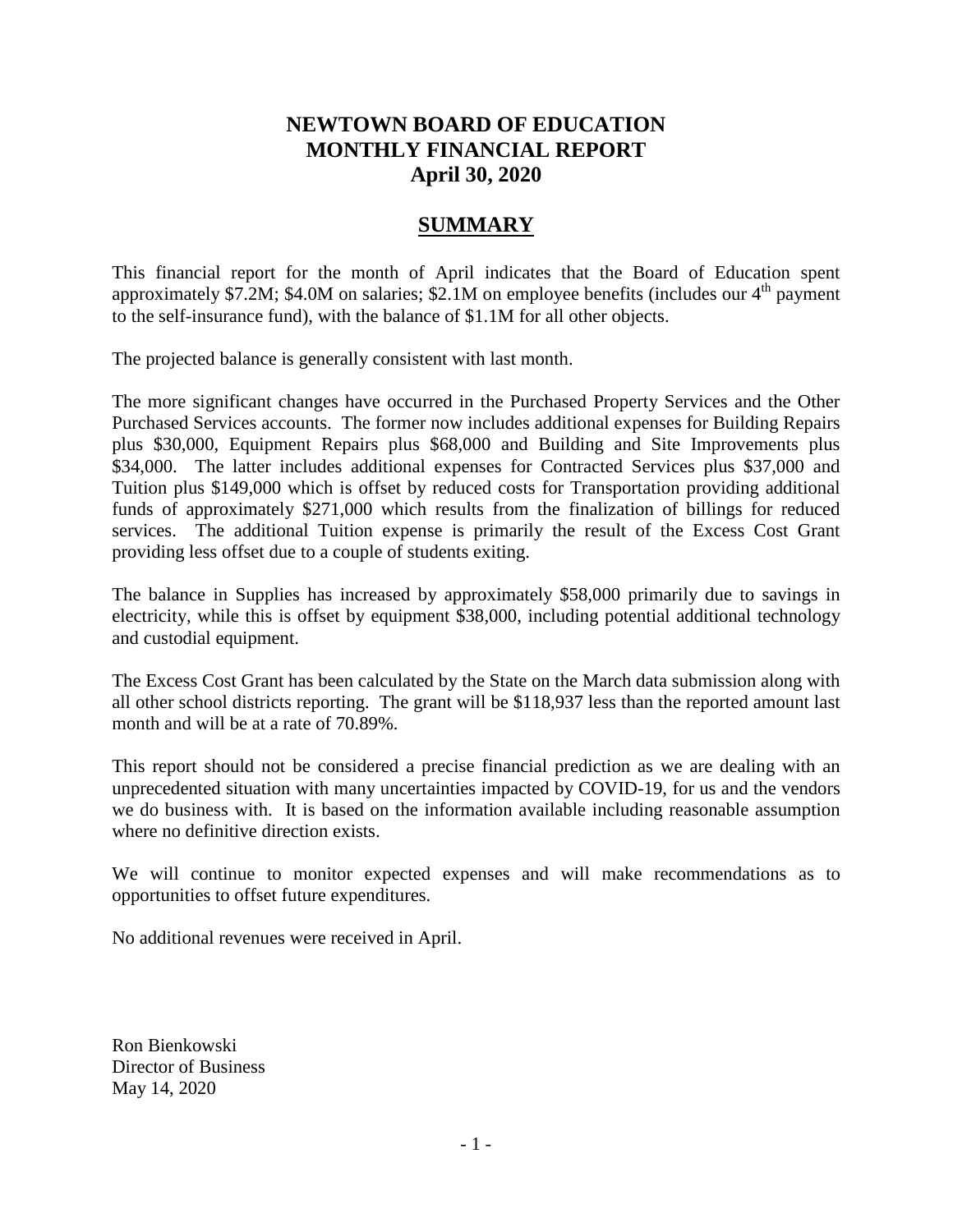# NEWTOWN BOARD OF EDUCATION
# MONTHLY FINANCIAL REPORT
# April 30, 2020

## SUMMARY

This financial report for the month of April indicates that the Board of Education spent approximately $7.2M; $4.0M on salaries; $2.1M on employee benefits (includes our 4th payment to the self-insurance fund), with the balance of $1.1M for all other objects.

The projected balance is generally consistent with last month.

The more significant changes have occurred in the Purchased Property Services and the Other Purchased Services accounts. The former now includes additional expenses for Building Repairs plus $30,000, Equipment Repairs plus $68,000 and Building and Site Improvements plus $34,000. The latter includes additional expenses for Contracted Services plus $37,000 and Tuition plus $149,000 which is offset by reduced costs for Transportation providing additional funds of approximately $271,000 which results from the finalization of billings for reduced services. The additional Tuition expense is primarily the result of the Excess Cost Grant providing less offset due to a couple of students exiting.

The balance in Supplies has increased by approximately $58,000 primarily due to savings in electricity, while this is offset by equipment $38,000, including potential additional technology and custodial equipment.

The Excess Cost Grant has been calculated by the State on the March data submission along with all other school districts reporting. The grant will be $118,937 less than the reported amount last month and will be at a rate of 70.89%.

This report should not be considered a precise financial prediction as we are dealing with an unprecedented situation with many uncertainties impacted by COVID-19, for us and the vendors we do business with. It is based on the information available including reasonable assumption where no definitive direction exists.

We will continue to monitor expected expenses and will make recommendations as to opportunities to offset future expenditures.

No additional revenues were received in April.

Ron Bienkowski
Director of Business
May 14, 2020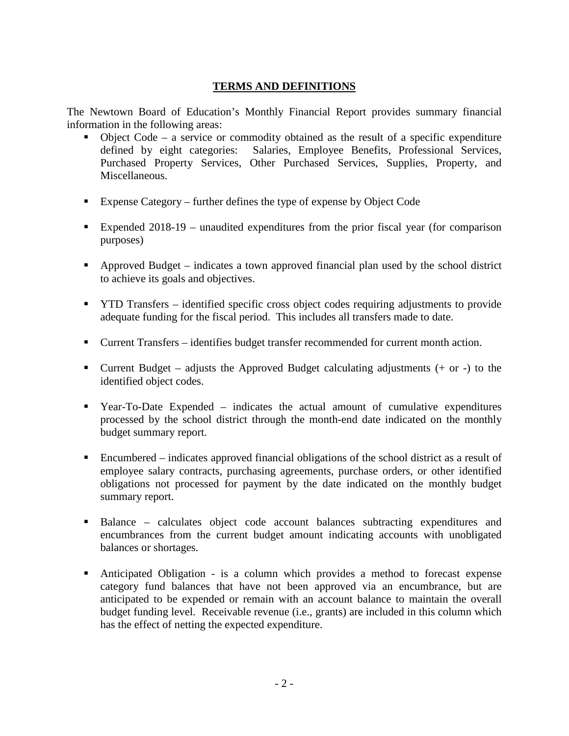## TERMS AND DEFINITIONS

The Newtown Board of Education's Monthly Financial Report provides summary financial information in the following areas:

- Object Code – a service or commodity obtained as the result of a specific expenditure defined by eight categories: Salaries, Employee Benefits, Professional Services, Purchased Property Services, Other Purchased Services, Supplies, Property, and Miscellaneous.
- Expense Category – further defines the type of expense by Object Code
- Expended 2018-19 – unaudited expenditures from the prior fiscal year (for comparison purposes)
- Approved Budget – indicates a town approved financial plan used by the school district to achieve its goals and objectives.
- YTD Transfers – identified specific cross object codes requiring adjustments to provide adequate funding for the fiscal period. This includes all transfers made to date.
- Current Transfers – identifies budget transfer recommended for current month action.
- Current Budget – adjusts the Approved Budget calculating adjustments (+ or -) to the identified object codes.
- Year-To-Date Expended – indicates the actual amount of cumulative expenditures processed by the school district through the month-end date indicated on the monthly budget summary report.
- Encumbered – indicates approved financial obligations of the school district as a result of employee salary contracts, purchasing agreements, purchase orders, or other identified obligations not processed for payment by the date indicated on the monthly budget summary report.
- Balance – calculates object code account balances subtracting expenditures and encumbrances from the current budget amount indicating accounts with unobligated balances or shortages.
- Anticipated Obligation - is a column which provides a method to forecast expense category fund balances that have not been approved via an encumbrance, but are anticipated to be expended or remain with an account balance to maintain the overall budget funding level. Receivable revenue (i.e., grants) are included in this column which has the effect of netting the expected expenditure.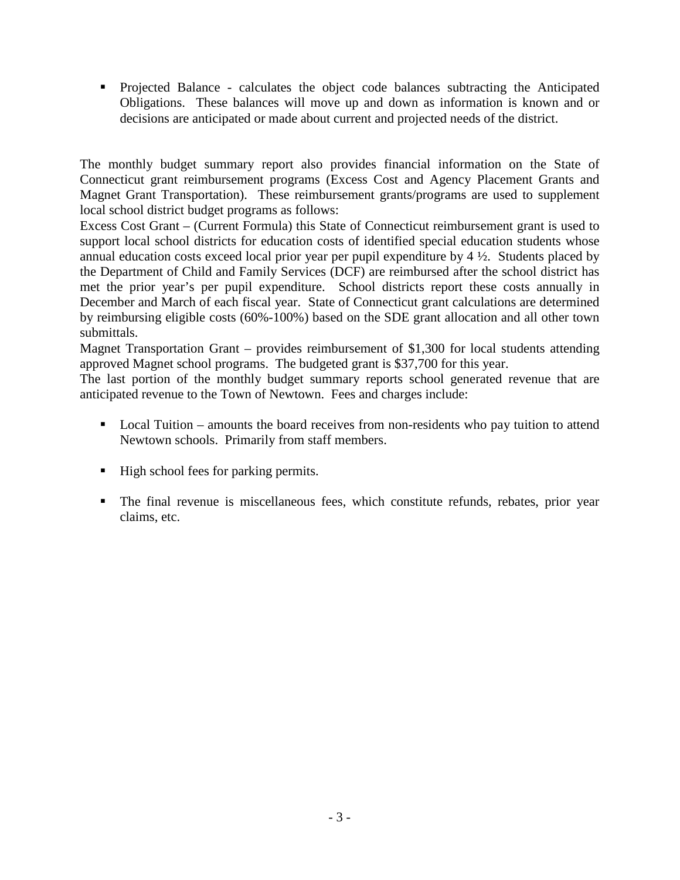- Projected Balance - calculates the object code balances subtracting the Anticipated Obligations. These balances will move up and down as information is known and or decisions are anticipated or made about current and projected needs of the district.

The monthly budget summary report also provides financial information on the State of Connecticut grant reimbursement programs (Excess Cost and Agency Placement Grants and Magnet Grant Transportation). These reimbursement grants/programs are used to supplement local school district budget programs as follows:

Excess Cost Grant – (Current Formula) this State of Connecticut reimbursement grant is used to support local school districts for education costs of identified special education students whose annual education costs exceed local prior year per pupil expenditure by 4 ½. Students placed by the Department of Child and Family Services (DCF) are reimbursed after the school district has met the prior year's per pupil expenditure. School districts report these costs annually in December and March of each fiscal year. State of Connecticut grant calculations are determined by reimbursing eligible costs (60%-100%) based on the SDE grant allocation and all other town submittals.

Magnet Transportation Grant – provides reimbursement of $1,300 for local students attending approved Magnet school programs. The budgeted grant is $37,700 for this year.

The last portion of the monthly budget summary reports school generated revenue that are anticipated revenue to the Town of Newtown. Fees and charges include:

- Local Tuition – amounts the board receives from non-residents who pay tuition to attend Newtown schools. Primarily from staff members.
- High school fees for parking permits.
- The final revenue is miscellaneous fees, which constitute refunds, rebates, prior year claims, etc.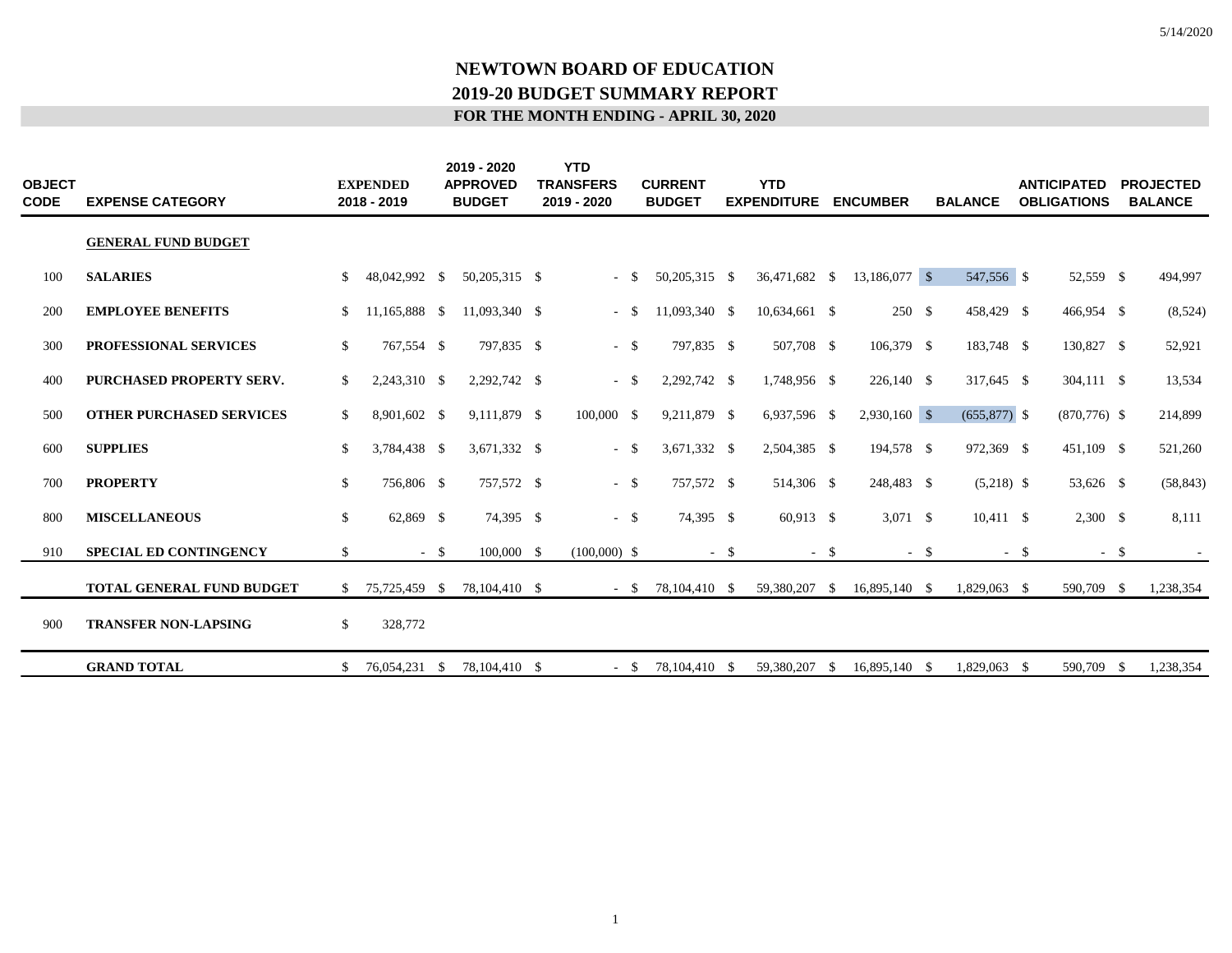# NEWTOWN BOARD OF EDUCATION
## 2019-20 BUDGET SUMMARY REPORT
### FOR THE MONTH ENDING - APRIL 30, 2020

| OBJECT CODE | EXPENSE CATEGORY | EXPENDED 2018 - 2019 | 2019 - 2020 APPROVED BUDGET | YTD TRANSFERS 2019 - 2020 | CURRENT BUDGET | YTD EXPENDITURE | ENCUMBER | BALANCE | ANTICIPATED OBLIGATIONS | PROJECTED BALANCE |
|---|---|---|---|---|---|---|---|---|---|---|
| | **GENERAL FUND BUDGET** | | | | | | | | | |
| 100 | **SALARIES** | $ 48,042,992 | $ 50,205,315 | $ - | $ 50,205,315 | $ 36,471,682 | $ 13,186,077 | $ 547,556 | $ 52,559 | $ 494,997 |
| 200 | **EMPLOYEE BENEFITS** | $ 11,165,888 | $ 11,093,340 | $ - | $ 11,093,340 | $ 10,634,661 | $ 250 | $ 458,429 | $ 466,954 | $ (8,524) |
| 300 | **PROFESSIONAL SERVICES** | $ 767,554 | $ 797,835 | $ - | $ 797,835 | $ 507,708 | $ 106,379 | $ 183,748 | $ 130,827 | $ 52,921 |
| 400 | **PURCHASED PROPERTY SERV.** | $ 2,243,310 | $ 2,292,742 | $ - | $ 2,292,742 | $ 1,748,956 | $ 226,140 | $ 317,645 | $ 304,111 | $ 13,534 |
| 500 | **OTHER PURCHASED SERVICES** | $ 8,901,602 | $ 9,111,879 | $ 100,000 | $ 9,211,879 | $ 6,937,596 | $ 2,930,160 | $ (655,877) | $ (870,776) | $ 214,899 |
| 600 | **SUPPLIES** | $ 3,784,438 | $ 3,671,332 | $ - | $ 3,671,332 | $ 2,504,385 | $ 194,578 | $ 972,369 | $ 451,109 | $ 521,260 |
| 700 | **PROPERTY** | $ 756,806 | $ 757,572 | $ - | $ 757,572 | $ 514,306 | $ 248,483 | $ (5,218) | $ 53,626 | $ (58,843) |
| 800 | **MISCELLANEOUS** | $ 62,869 | $ 74,395 | $ - | $ 74,395 | $ 60,913 | $ 3,071 | $ 10,411 | $ 2,300 | $ 8,111 |
| 910 | **SPECIAL ED CONTINGENCY** | $ - | $ 100,000 | $ (100,000) | $ - | $ - | $ - | $ - | $ - | $ - |
| | **TOTAL GENERAL FUND BUDGET** | $ 75,725,459 | $ 78,104,410 | $ - | $ 78,104,410 | $ 59,380,207 | $ 16,895,140 | $ 1,829,063 | $ 590,709 | $ 1,238,354 |
| 900 | **TRANSFER NON-LAPSING** | $ 328,772 | | | | | | | | |
| | **GRAND TOTAL** | $ 76,054,231 | $ 78,104,410 | $ - | $ 78,104,410 | $ 59,380,207 | $ 16,895,140 | $ 1,829,063 | $ 590,709 | $ 1,238,354 |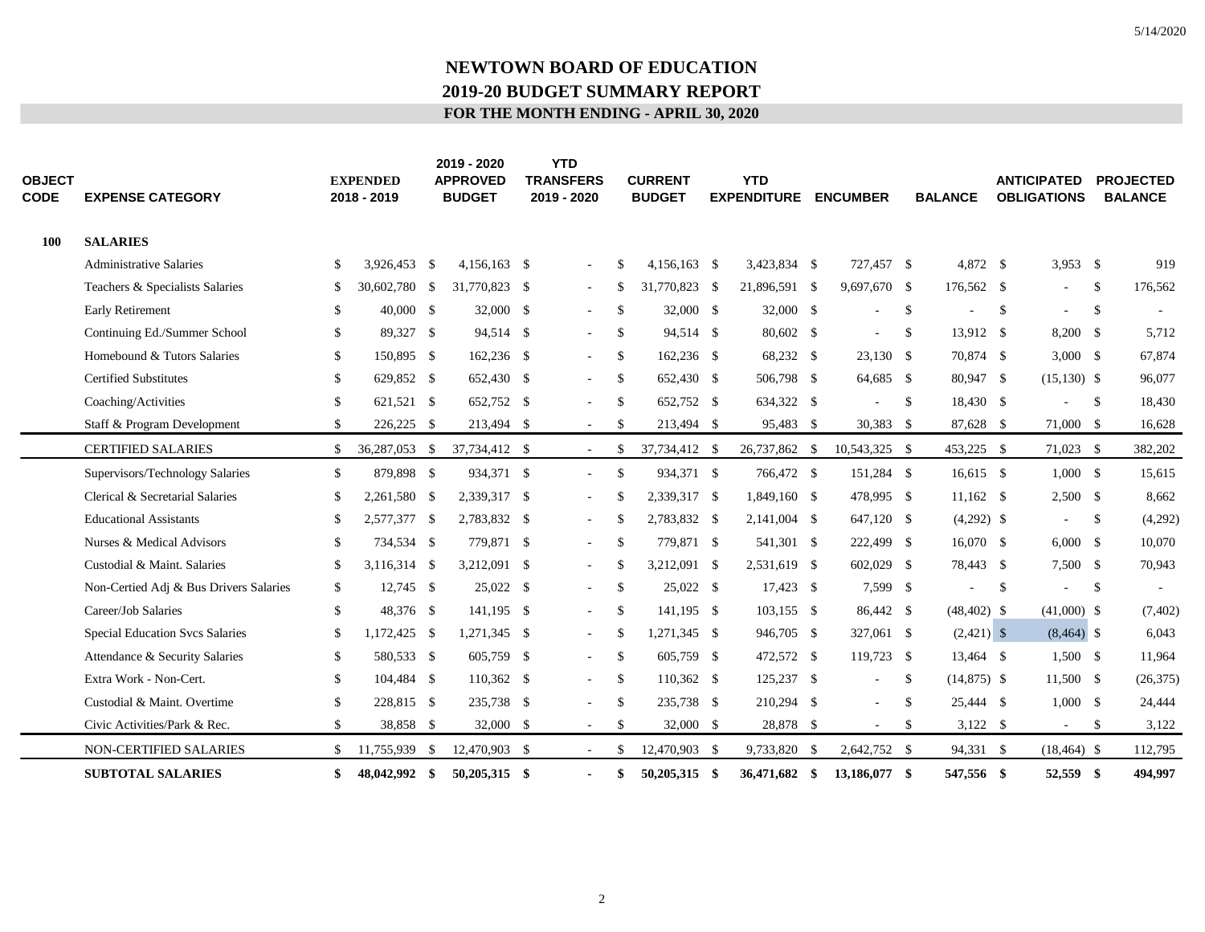5/14/2020

# NEWTOWN BOARD OF EDUCATION
## 2019-20 BUDGET SUMMARY REPORT
### FOR THE MONTH ENDING - APRIL 30, 2020

| OBJECT CODE | EXPENSE CATEGORY | EXPENDED 2018 - 2019 | 2019 - 2020 APPROVED BUDGET | YTD TRANSFERS 2019 - 2020 | CURRENT BUDGET | YTD EXPENDITURE | ENCUMBER | BALANCE | ANTICIPATED OBLIGATIONS | PROJECTED BALANCE |
|---|---|---|---|---|---|---|---|---|---|---|
| **100** | **SALARIES** | | | | | | | | | |
| | Administrative Salaries | $ 3,926,453 | $ 4,156,163 | $ - | $ 4,156,163 | $ 3,423,834 | $ 727,457 | $ 4,872 | $ 3,953 | $ 919 |
| | Teachers & Specialists Salaries | $ 30,602,780 | $ 31,770,823 | $ - | $ 31,770,823 | $ 21,896,591 | $ 9,697,670 | $ 176,562 | $ - | $ 176,562 |
| | Early Retirement | $ 40,000 | $ 32,000 | $ - | $ 32,000 | $ 32,000 | $ - | $ - | $ - | $ - |
| | Continuing Ed./Summer School | $ 89,327 | $ 94,514 | $ - | $ 94,514 | $ 80,602 | $ - | $ 13,912 | $ 8,200 | $ 5,712 |
| | Homebound & Tutors Salaries | $ 150,895 | $ 162,236 | $ - | $ 162,236 | $ 68,232 | $ 23,130 | $ 70,874 | $ 3,000 | $ 67,874 |
| | Certified Substitutes | $ 629,852 | $ 652,430 | $ - | $ 652,430 | $ 506,798 | $ 64,685 | $ 80,947 | $ (15,130) | $ 96,077 |
| | Coaching/Activities | $ 621,521 | $ 652,752 | $ - | $ 652,752 | $ 634,322 | $ - | $ 18,430 | $ - | $ 18,430 |
| | Staff & Program Development | $ 226,225 | $ 213,494 | $ - | $ 213,494 | $ 95,483 | $ 30,383 | $ 87,628 | $ 71,000 | $ 16,628 |
| | CERTIFIED SALARIES | $ 36,287,053 | $ 37,734,412 | $ - | $ 37,734,412 | $ 26,737,862 | $ 10,543,325 | $ 453,225 | $ 71,023 | $ 382,202 |
| | Supervisors/Technology Salaries | $ 879,898 | $ 934,371 | $ - | $ 934,371 | $ 766,472 | $ 151,284 | $ 16,615 | $ 1,000 | $ 15,615 |
| | Clerical & Secretarial Salaries | $ 2,261,580 | $ 2,339,317 | $ - | $ 2,339,317 | $ 1,849,160 | $ 478,995 | $ 11,162 | $ 2,500 | $ 8,662 |
| | Educational Assistants | $ 2,577,377 | $ 2,783,832 | $ - | $ 2,783,832 | $ 2,141,004 | $ 647,120 | $ (4,292) | $ - | $ (4,292) |
| | Nurses & Medical Advisors | $ 734,534 | $ 779,871 | $ - | $ 779,871 | $ 541,301 | $ 222,499 | $ 16,070 | $ 6,000 | $ 10,070 |
| | Custodial & Maint. Salaries | $ 3,116,314 | $ 3,212,091 | $ - | $ 3,212,091 | $ 2,531,619 | $ 602,029 | $ 78,443 | $ 7,500 | $ 70,943 |
| | Non-Certied Adj & Bus Drivers Salaries | $ 12,745 | $ 25,022 | $ - | $ 25,022 | $ 17,423 | $ 7,599 | $ - | $ - | $ - |
| | Career/Job Salaries | $ 48,376 | $ 141,195 | $ - | $ 141,195 | $ 103,155 | $ 86,442 | $ (48,402) | $ (41,000) | $ (7,402) |
| | Special Education Svcs Salaries | $ 1,172,425 | $ 1,271,345 | $ - | $ 1,271,345 | $ 946,705 | $ 327,061 | $ (2,421) | $ (8,464) | $ 6,043 |
| | Attendance & Security Salaries | $ 580,533 | $ 605,759 | $ - | $ 605,759 | $ 472,572 | $ 119,723 | $ 13,464 | $ 1,500 | $ 11,964 |
| | Extra Work - Non-Cert. | $ 104,484 | $ 110,362 | $ - | $ 110,362 | $ 125,237 | $ - | $ (14,875) | $ 11,500 | $ (26,375) |
| | Custodial & Maint. Overtime | $ 228,815 | $ 235,738 | $ - | $ 235,738 | $ 210,294 | $ - | $ 25,444 | $ 1,000 | $ 24,444 |
| | Civic Activities/Park & Rec. | $ 38,858 | $ 32,000 | $ - | $ 32,000 | $ 28,878 | $ - | $ 3,122 | $ - | $ 3,122 |
| | NON-CERTIFIED SALARIES | $ 11,755,939 | $ 12,470,903 | $ - | $ 12,470,903 | $ 9,733,820 | $ 2,642,752 | $ 94,331 | $ (18,464) | $ 112,795 |
| | **SUBTOTAL SALARIES** | **$ 48,042,992** | **$ 50,205,315** | **$ -** | **$ 50,205,315** | **$ 36,471,682** | **$ 13,186,077** | **$ 547,556** | **$ 52,559** | **$ 494,997** |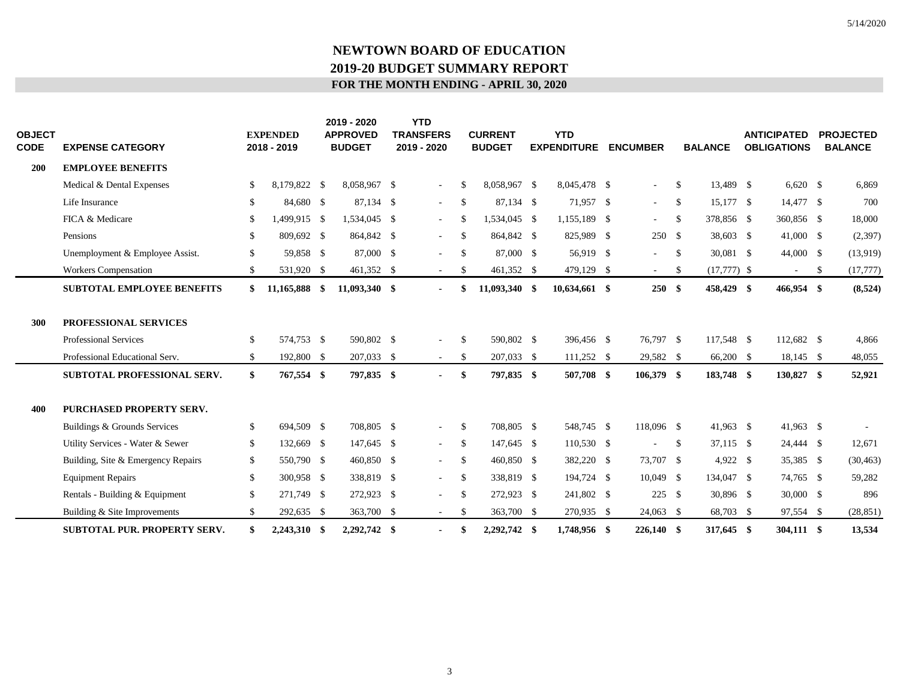# NEWTOWN BOARD OF EDUCATION

## 2019-20 BUDGET SUMMARY REPORT

### FOR THE MONTH ENDING - APRIL 30, 2020

| OBJECT CODE | EXPENSE CATEGORY | EXPENDED 2018 - 2019 | 2019 - 2020 APPROVED BUDGET | YTD TRANSFERS 2019 - 2020 | CURRENT BUDGET | YTD EXPENDITURE | ENCUMBER | BALANCE | ANTICIPATED OBLIGATIONS | PROJECTED BALANCE |
|---|---|---|---|---|---|---|---|---|---|---|
| **200** | **EMPLOYEE BENEFITS** | | | | | | | | | |
| | Medical & Dental Expenses | $ 8,179,822 | $ 8,058,967 | $ - | $ 8,058,967 | $ 8,045,478 | $ - | $ 13,489 | $ 6,620 | $ 6,869 |
| | Life Insurance | $ 84,680 | $ 87,134 | $ - | $ 87,134 | $ 71,957 | $ - | $ 15,177 | $ 14,477 | $ 700 |
| | FICA & Medicare | $ 1,499,915 | $ 1,534,045 | $ - | $ 1,534,045 | $ 1,155,189 | $ - | $ 378,856 | $ 360,856 | $ 18,000 |
| | Pensions | $ 809,692 | $ 864,842 | $ - | $ 864,842 | $ 825,989 | $ 250 | $ 38,603 | $ 41,000 | $ (2,397) |
| | Unemployment & Employee Assist. | $ 59,858 | $ 87,000 | $ - | $ 87,000 | $ 56,919 | $ - | $ 30,081 | $ 44,000 | $ (13,919) |
| | Workers Compensation | $ 531,920 | $ 461,352 | $ - | $ 461,352 | $ 479,129 | $ - | $ (17,777) | $ - | $ (17,777) |
| | **SUBTOTAL EMPLOYEE BENEFITS** | **$ 11,165,888** | **$ 11,093,340** | **$ -** | **$ 11,093,340** | **$ 10,634,661** | **$ 250** | **$ 458,429** | **$ 466,954** | **$ (8,524)** |
| **300** | **PROFESSIONAL SERVICES** | | | | | | | | | |
| | Professional Services | $ 574,753 | $ 590,802 | $ - | $ 590,802 | $ 396,456 | $ 76,797 | $ 117,548 | $ 112,682 | $ 4,866 |
| | Professional Educational Serv. | $ 192,800 | $ 207,033 | $ - | $ 207,033 | $ 111,252 | $ 29,582 | $ 66,200 | $ 18,145 | $ 48,055 |
| | **SUBTOTAL PROFESSIONAL SERV.** | **$ 767,554** | **$ 797,835** | **$ -** | **$ 797,835** | **$ 507,708** | **$ 106,379** | **$ 183,748** | **$ 130,827** | **$ 52,921** |
| **400** | **PURCHASED PROPERTY SERV.** | | | | | | | | | |
| | Buildings & Grounds Services | $ 694,509 | $ 708,805 | $ - | $ 708,805 | $ 548,745 | $ 118,096 | $ 41,963 | $ 41,963 | $ - |
| | Utility Services - Water & Sewer | $ 132,669 | $ 147,645 | $ - | $ 147,645 | $ 110,530 | $ - | $ 37,115 | $ 24,444 | $ 12,671 |
| | Building, Site & Emergency Repairs | $ 550,790 | $ 460,850 | $ - | $ 460,850 | $ 382,220 | $ 73,707 | $ 4,922 | $ 35,385 | $ (30,463) |
| | Equipment Repairs | $ 300,958 | $ 338,819 | $ - | $ 338,819 | $ 194,724 | $ 10,049 | $ 134,047 | $ 74,765 | $ 59,282 |
| | Rentals - Building & Equipment | $ 271,749 | $ 272,923 | $ - | $ 272,923 | $ 241,802 | $ 225 | $ 30,896 | $ 30,000 | $ 896 |
| | Building & Site Improvements | $ 292,635 | $ 363,700 | $ - | $ 363,700 | $ 270,935 | $ 24,063 | $ 68,703 | $ 97,554 | $ (28,851) |
| | **SUBTOTAL PUR. PROPERTY SERV.** | **$ 2,243,310** | **$ 2,292,742** | **$ -** | **$ 2,292,742** | **$ 1,748,956** | **$ 226,140** | **$ 317,645** | **$ 304,111** | **$ 13,534** |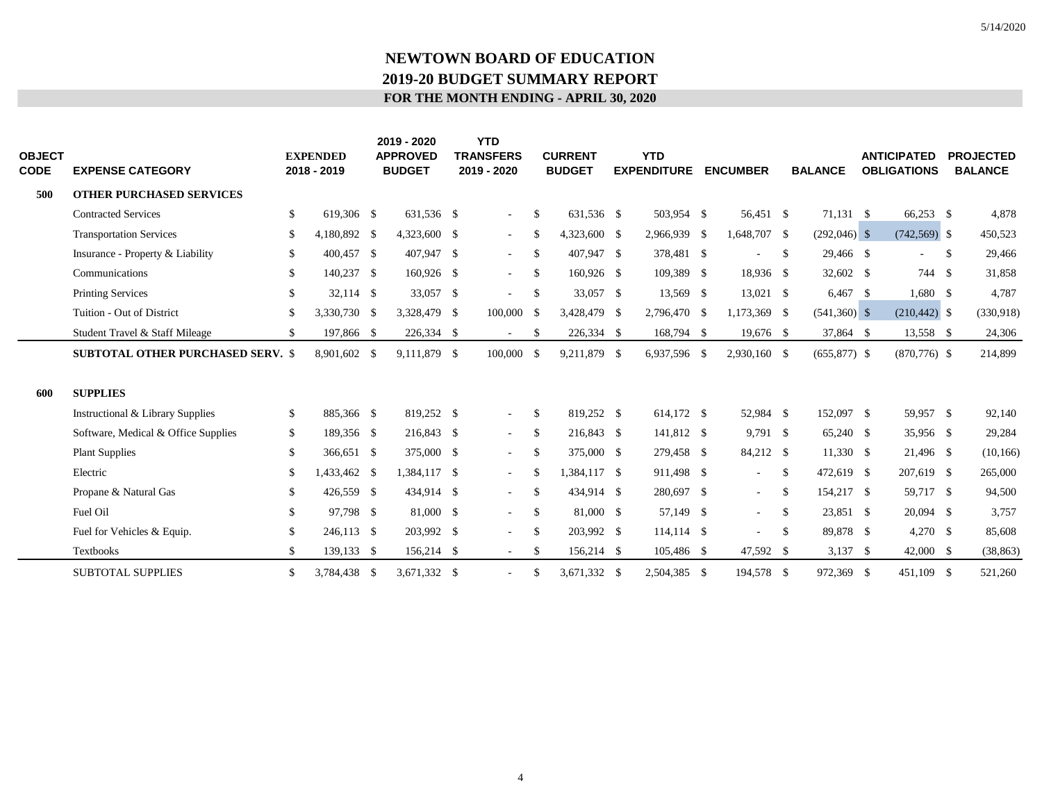# NEWTOWN BOARD OF EDUCATION

## 2019-20 BUDGET SUMMARY REPORT

### FOR THE MONTH ENDING - APRIL 30, 2020

| OBJECT CODE | EXPENSE CATEGORY | EXPENDED 2018 - 2019 | 2019 - 2020 APPROVED BUDGET | YTD TRANSFERS 2019 - 2020 | CURRENT BUDGET | YTD EXPENDITURE | ENCUMBER | BALANCE | ANTICIPATED OBLIGATIONS | PROJECTED BALANCE |
|---|---|---|---|---|---|---|---|---|---|---|
| **500** | **OTHER PURCHASED SERVICES** | | | | | | | | | |
| | Contracted Services | $ 619,306 | $ 631,536 | $ - | $ 631,536 | $ 503,954 | $ 56,451 | $ 71,131 | $ 66,253 | $ 4,878 |
| | Transportation Services | $ 4,180,892 | $ 4,323,600 | $ - | $ 4,323,600 | $ 2,966,939 | $ 1,648,707 | $ (292,046) | $ (742,569) | $ 450,523 |
| | Insurance - Property & Liability | $ 400,457 | $ 407,947 | $ - | $ 407,947 | $ 378,481 | $ - | $ 29,466 | $ - | $ 29,466 |
| | Communications | $ 140,237 | $ 160,926 | $ - | $ 160,926 | $ 109,389 | $ 18,936 | $ 32,602 | $ 744 | $ 31,858 |
| | Printing Services | $ 32,114 | $ 33,057 | $ - | $ 33,057 | $ 13,569 | $ 13,021 | $ 6,467 | $ 1,680 | $ 4,787 |
| | Tuition - Out of District | $ 3,330,730 | $ 3,328,479 | $ 100,000 | $ 3,428,479 | $ 2,796,470 | $ 1,173,369 | $ (541,360) | $ (210,442) | $ (330,918) |
| | Student Travel & Staff Mileage | $ 197,866 | $ 226,334 | $ - | $ 226,334 | $ 168,794 | $ 19,676 | $ 37,864 | $ 13,558 | $ 24,306 |
| | **SUBTOTAL OTHER PURCHASED SERV.** | $ 8,901,602 | $ 9,111,879 | $ 100,000 | $ 9,211,879 | $ 6,937,596 | $ 2,930,160 | $ (655,877) | $ (870,776) | $ 214,899 |
| **600** | **SUPPLIES** | | | | | | | | | |
| | Instructional & Library Supplies | $ 885,366 | $ 819,252 | $ - | $ 819,252 | $ 614,172 | $ 52,984 | $ 152,097 | $ 59,957 | $ 92,140 |
| | Software, Medical & Office Supplies | $ 189,356 | $ 216,843 | $ - | $ 216,843 | $ 141,812 | $ 9,791 | $ 65,240 | $ 35,956 | $ 29,284 |
| | Plant Supplies | $ 366,651 | $ 375,000 | $ - | $ 375,000 | $ 279,458 | $ 84,212 | $ 11,330 | $ 21,496 | $ (10,166) |
| | Electric | $ 1,433,462 | $ 1,384,117 | $ - | $ 1,384,117 | $ 911,498 | $ - | $ 472,619 | $ 207,619 | $ 265,000 |
| | Propane & Natural Gas | $ 426,559 | $ 434,914 | $ - | $ 434,914 | $ 280,697 | $ - | $ 154,217 | $ 59,717 | $ 94,500 |
| | Fuel Oil | $ 97,798 | $ 81,000 | $ - | $ 81,000 | $ 57,149 | $ - | $ 23,851 | $ 20,094 | $ 3,757 |
| | Fuel for Vehicles & Equip. | $ 246,113 | $ 203,992 | $ - | $ 203,992 | $ 114,114 | $ - | $ 89,878 | $ 4,270 | $ 85,608 |
| | Textbooks | $ 139,133 | $ 156,214 | $ - | $ 156,214 | $ 105,486 | $ 47,592 | $ 3,137 | $ 42,000 | $ (38,863) |
| | SUBTOTAL SUPPLIES | $ 3,784,438 | $ 3,671,332 | $ - | $ 3,671,332 | $ 2,504,385 | $ 194,578 | $ 972,369 | $ 451,109 | $ 521,260 |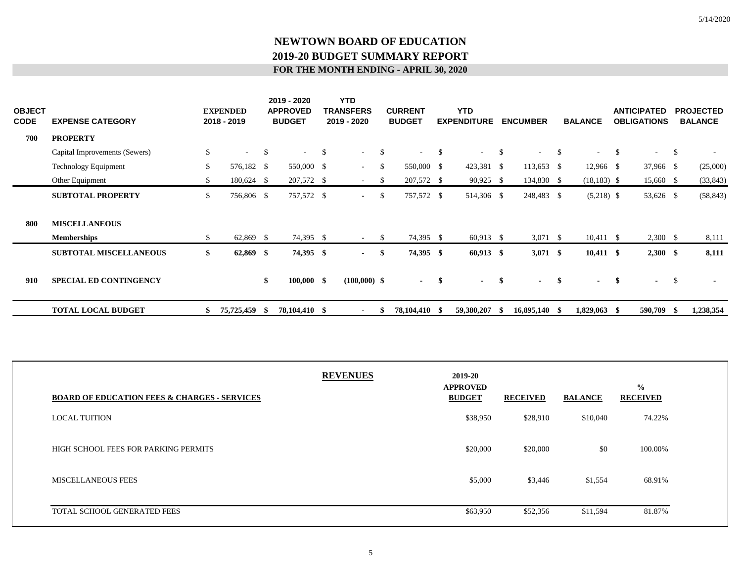# NEWTOWN BOARD OF EDUCATION
## 2019-20 BUDGET SUMMARY REPORT
### FOR THE MONTH ENDING - APRIL 30, 2020

| OBJECT CODE | EXPENSE CATEGORY | EXPENDED 2018 - 2019 | 2019 - 2020 APPROVED BUDGET | YTD TRANSFERS 2019 - 2020 | CURRENT BUDGET | YTD EXPENDITURE | ENCUMBER | BALANCE | ANTICIPATED OBLIGATIONS | PROJECTED BALANCE |
|---|---|---|---|---|---|---|---|---|---|---|
| **700** | **PROPERTY** | | | | | | | | | |
| | Capital Improvements (Sewers) | $ - | $ - | $ - | $ - | $ - | $ - | $ - | $ - | $ - |
| | Technology Equipment | $ 576,182 | $ 550,000 | $ - | $ 550,000 | $ 423,381 | $ 113,653 | $ 12,966 | $ 37,966 | $ (25,000) |
| | Other Equipment | $ 180,624 | $ 207,572 | $ - | $ 207,572 | $ 90,925 | $ 134,830 | $ (18,183) | $ 15,660 | $ (33,843) |
| | **SUBTOTAL PROPERTY** | $ 756,806 | $ 757,572 | $ - | $ 757,572 | $ 514,306 | $ 248,483 | $ (5,218) | $ 53,626 | $ (58,843) |
| **800** | **MISCELLANEOUS** | | | | | | | | | |
| | **Memberships** | $ 62,869 | $ 74,395 | $ - | $ 74,395 | $ 60,913 | $ 3,071 | $ 10,411 | $ 2,300 | $ 8,111 |
| | **SUBTOTAL MISCELLANEOUS** | **$ 62,869** | **$ 74,395** | **$ -** | **$ 74,395** | **$ 60,913** | **$ 3,071** | **$ 10,411** | **$ 2,300** | **$ 8,111** |
| **910** | **SPECIAL ED CONTINGENCY** | | **$ 100,000** | **$ (100,000)** | **$ -** | **$ -** | **$ -** | **$ -** | **$ -** | $ - |
| | **TOTAL LOCAL BUDGET** | **$ 75,725,459** | **$ 78,104,410** | **$ -** | **$ 78,104,410** | **$ 59,380,207** | **$ 16,895,140** | **$ 1,829,063** | **$ 590,709** | **$ 1,238,354** |

## REVENUES

| BOARD OF EDUCATION FEES & CHARGES - SERVICES | 2019-20 APPROVED BUDGET | RECEIVED | BALANCE | % RECEIVED |
|---|---|---|---|---|
| LOCAL TUITION | $38,950 | $28,910 | $10,040 | 74.22% |
| HIGH SCHOOL FEES FOR PARKING PERMITS | $20,000 | $20,000 | $0 | 100.00% |
| MISCELLANEOUS FEES | $5,000 | $3,446 | $1,554 | 68.91% |
| TOTAL SCHOOL GENERATED FEES | $63,950 | $52,356 | $11,594 | 81.87% |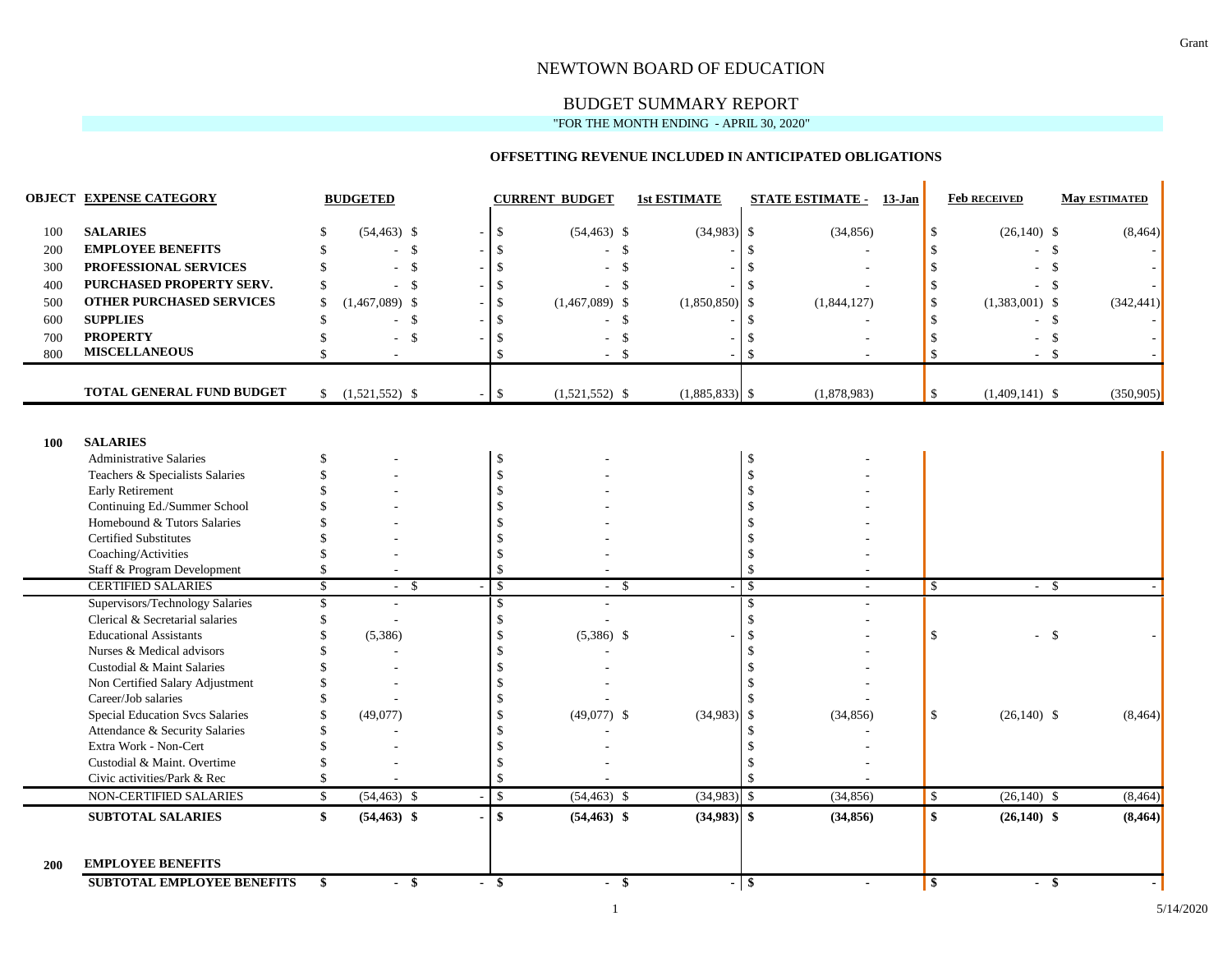Grant

# NEWTOWN BOARD OF EDUCATION

## BUDGET SUMMARY REPORT

"FOR THE MONTH ENDING - APRIL 30, 2020"

### OFFSETTING REVENUE INCLUDED IN ANTICIPATED OBLIGATIONS

| OBJECT | EXPENSE CATEGORY | BUDGETED | | CURRENT BUDGET | 1st ESTIMATE | STATE ESTIMATE - 13-Jan | Feb RECEIVED | May ESTIMATED |
|---|---|---|---|---|---|---|---|---|
| 100 | **SALARIES** | $ (54,463) | $ - | $ (54,463) | $ (34,983) | $ (34,856) | $ (26,140) | $ (8,464) |
| 200 | **EMPLOYEE BENEFITS** | $ - | $ - | $ - | $ - | $ - | $ - | $ - |
| 300 | **PROFESSIONAL SERVICES** | $ - | $ - | $ - | $ - | $ - | $ - | $ - |
| 400 | **PURCHASED PROPERTY SERV.** | $ - | $ - | $ - | $ - | $ - | $ - | $ - |
| 500 | **OTHER PURCHASED SERVICES** | $ (1,467,089) | $ - | $ (1,467,089) | $ (1,850,850) | $ (1,844,127) | $ (1,383,001) | $ (342,441) |
| 600 | **SUPPLIES** | $ - | $ - | $ - | $ - | $ - | $ - | $ - |
| 700 | **PROPERTY** | $ - | $ - | $ - | $ - | $ - | $ - | $ - |
| 800 | **MISCELLANEOUS** | $ - | | $ - | $ - | $ - | $ - | $ - |
| | **TOTAL GENERAL FUND BUDGET** | $ (1,521,552) | $ - | $ (1,521,552) | $ (1,885,833) | $ (1,878,983) | $ (1,409,141) | $ (350,905) |
| **100** | **SALARIES** | | | | | | | |
| | Administrative Salaries | $ - | | $ - | | $ - | | |
| | Teachers & Specialists Salaries | $ - | | $ - | | $ - | | |
| | Early Retirement | $ - | | $ - | | $ - | | |
| | Continuing Ed./Summer School | $ - | | $ - | | $ - | | |
| | Homebound & Tutors Salaries | $ - | | $ - | | $ - | | |
| | Certified Substitutes | $ - | | $ - | | $ - | | |
| | Coaching/Activities | $ - | | $ - | | $ - | | |
| | Staff & Program Development | $ - | | $ - | | $ - | | |
| | CERTIFIED SALARIES | $ - | $ - | $ - | $ - | $ - | $ - | $ - |
| | Supervisors/Technology Salaries | $ - | | $ - | | $ - | | |
| | Clerical & Secretarial salaries | $ - | | $ - | | $ - | | |
| | Educational Assistants | $ (5,386) | | $ (5,386) | $ - | $ - | $ - | $ - |
| | Nurses & Medical advisors | $ - | | $ - | | $ - | | |
| | Custodial & Maint Salaries | $ - | | $ - | | $ - | | |
| | Non Certified Salary Adjustment | $ - | | $ - | | $ - | | |
| | Career/Job salaries | $ - | | $ - | | $ - | | |
| | Special Education Svcs Salaries | $ (49,077) | | $ (49,077) | $ (34,983) | $ (34,856) | $ (26,140) | $ (8,464) |
| | Attendance & Security Salaries | $ - | | $ - | | $ - | | |
| | Extra Work - Non-Cert | $ - | | $ - | | $ - | | |
| | Custodial & Maint. Overtime | $ - | | $ - | | $ - | | |
| | Civic activities/Park & Rec | $ - | | $ - | | $ - | | |
| | NON-CERTIFIED SALARIES | $ (54,463) | $ - | $ (54,463) | $ (34,983) | $ (34,856) | $ (26,140) | $ (8,464) |
| | **SUBTOTAL SALARIES** | **$ (54,463)** | **$ -** | **$ (54,463)** | **$ (34,983)** | **$ (34,856)** | **$ (26,140)** | **$ (8,464)** |
| **200** | **EMPLOYEE BENEFITS** | | | | | | | |
| | **SUBTOTAL EMPLOYEE BENEFITS** | **$ -** | **$ -** | **$ -** | **$ -** | **$ -** | **$ -** | **$ -** |

5/14/2020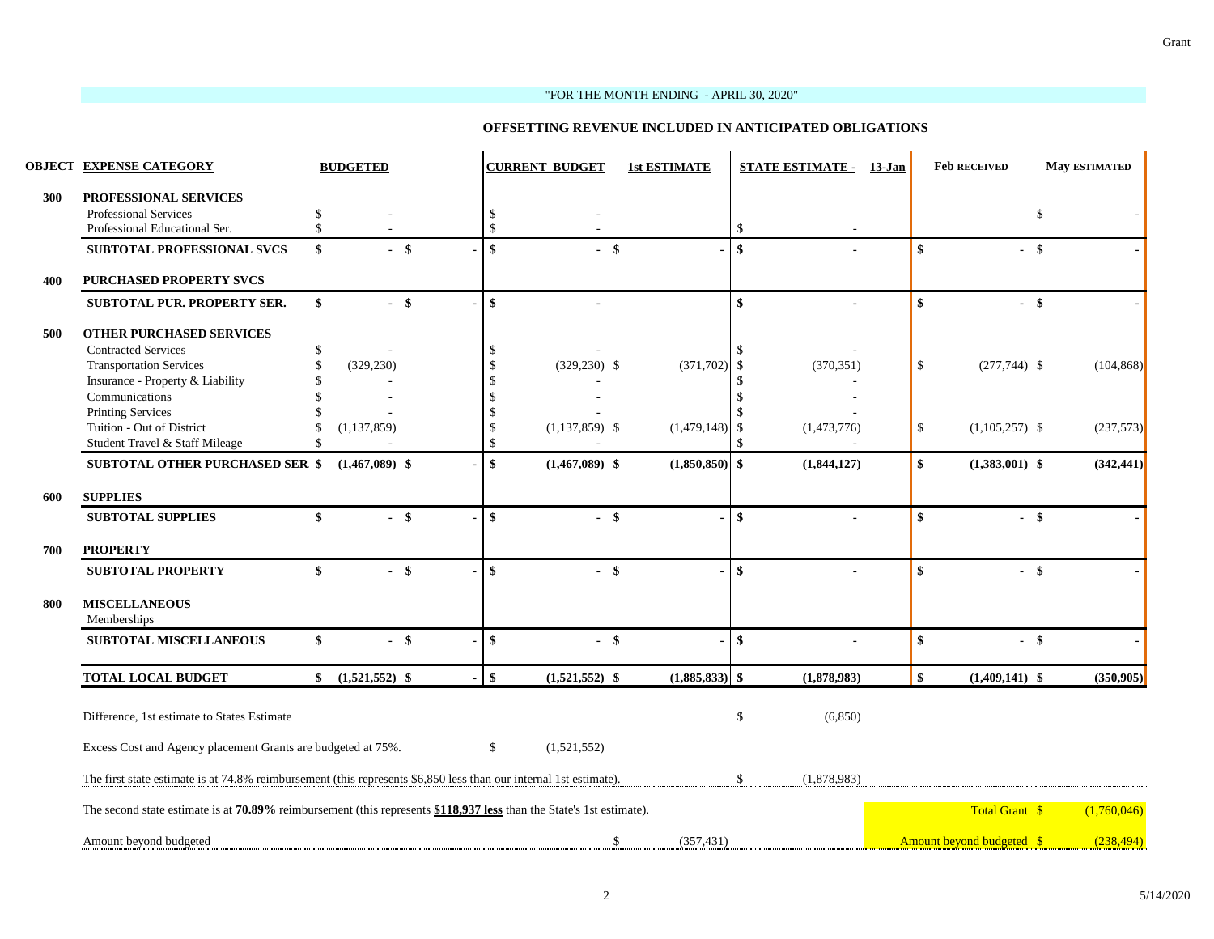"FOR THE MONTH ENDING - APRIL 30, 2020"

## OFFSETTING REVENUE INCLUDED IN ANTICIPATED OBLIGATIONS

| OBJECT | EXPENSE CATEGORY | BUDGETED | | CURRENT BUDGET | 1st ESTIMATE | STATE ESTIMATE - 13-Jan | Feb RECEIVED | May ESTIMATED |
|---|---|---|---|---|---|---|---|---|
| **300** | **PROFESSIONAL SERVICES** | | | | | | | |
| | Professional Services | $ - | | $ - | | | | $ - |
| | Professional Educational Ser. | $ - | | $ - | | $ - | | |
| | **SUBTOTAL PROFESSIONAL SVCS** | **$ -** | **$ -** | **$ -** | **$ -** | **$ -** | **$ -** | **$ -** |
| **400** | **PURCHASED PROPERTY SVCS** | | | | | | | |
| | **SUBTOTAL PUR. PROPERTY SER.** | **$ -** | **$ -** | **$ -** | | **$ -** | **$ -** | **$ -** |
| **500** | **OTHER PURCHASED SERVICES** | | | | | | | |
| | Contracted Services | $ - | | $ - | | $ - | | |
| | Transportation Services | $ (329,230) | | $ (329,230) | $ (371,702) | $ (370,351) | $ (277,744) | $ (104,868) |
| | Insurance - Property & Liability | $ - | | $ - | | $ - | | |
| | Communications | $ - | | $ - | | $ - | | |
| | Printing Services | $ - | | $ - | | $ - | | |
| | Tuition - Out of District | $ (1,137,859) | | $ (1,137,859) | $ (1,479,148) | $ (1,473,776) | $ (1,105,257) | $ (237,573) |
| | Student Travel & Staff Mileage | $ - | | $ - | | $ - | | |
| | **SUBTOTAL OTHER PURCHASED SER** | **$ (1,467,089)** | **$ -** | **$ (1,467,089)** | **$ (1,850,850)** | **$ (1,844,127)** | **$ (1,383,001)** | **$ (342,441)** |
| **600** | **SUPPLIES** | | | | | | | |
| | **SUBTOTAL SUPPLIES** | **$ -** | **$ -** | **$ -** | **$ -** | **$ -** | **$ -** | **$ -** |
| **700** | **PROPERTY** | | | | | | | |
| | **SUBTOTAL PROPERTY** | **$ -** | **$ -** | **$ -** | **$ -** | **$ -** | **$ -** | **$ -** |
| **800** | **MISCELLANEOUS** | | | | | | | |
| | Memberships | | | | | | | |
| | **SUBTOTAL MISCELLANEOUS** | **$ -** | **$ -** | **$ -** | **$ -** | **$ -** | **$ -** | **$ -** |
| | **TOTAL LOCAL BUDGET** | **$ (1,521,552)** | **$ -** | **$ (1,521,552)** | **$ (1,885,833)** | **$ (1,878,983)** | **$ (1,409,141)** | **$ (350,905)** |

Difference, 1st estimate to States Estimate — $ (6,850)

Excess Cost and Agency placement Grants are budgeted at 75%. — $ (1,521,552)

The first state estimate is at 74.8% reimbursement (this represents $6,850 less than our internal 1st estimate). — $ (1,878,983)

The second state estimate is at **70.89%** reimbursement (this represents **$118,937 less** than the State's 1st estimate). — Total Grant $ (1,760,046)

Amount beyond budgeted — $ (357,431) — Amount beyond budgeted $ (238,494)